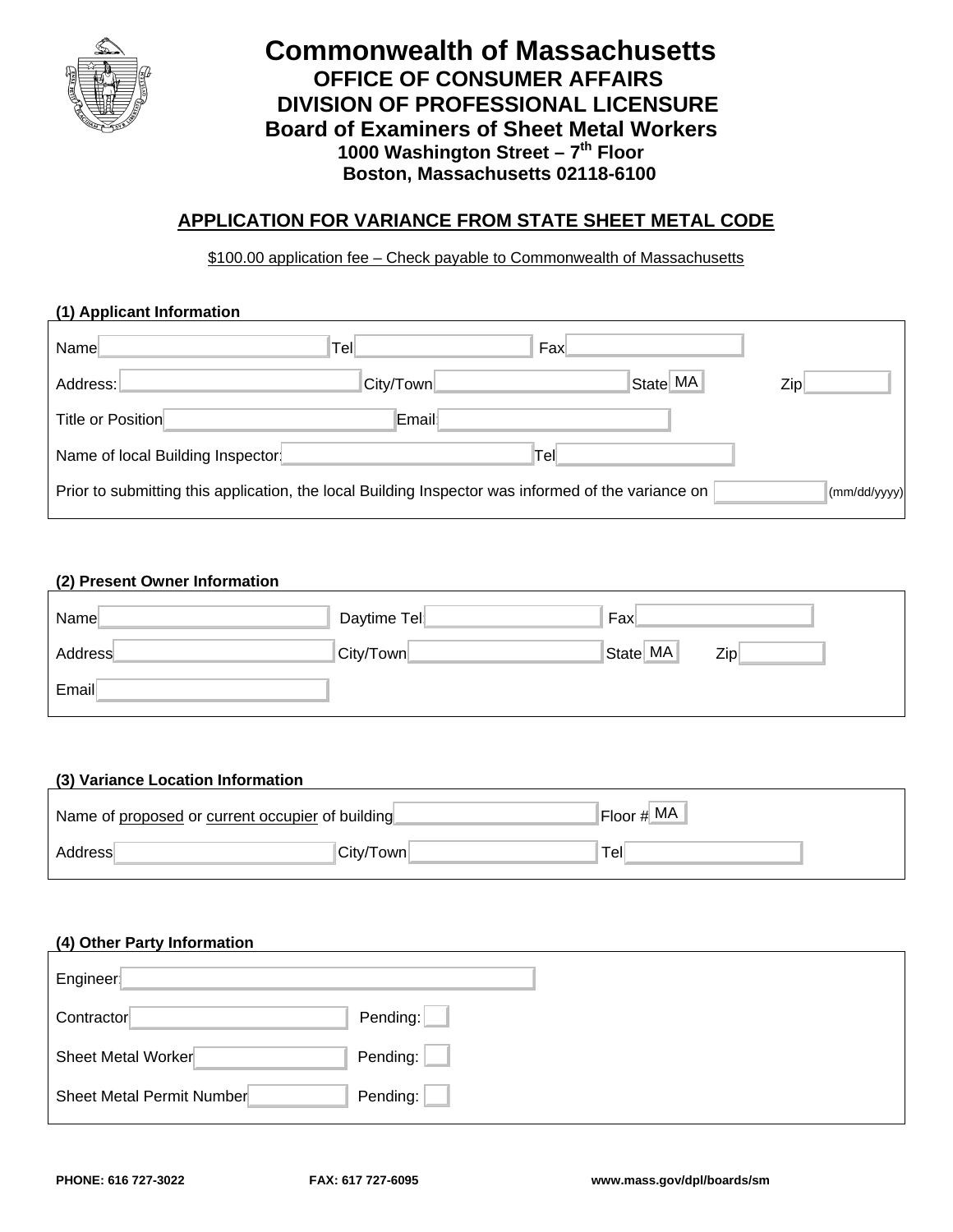# Commonwealth of Massachusetts

## OFFICE OF CONSUMER AFFAIRS
## DIVISION OF PROFESSIONAL LICENSURE
## Board of Examiners of Sheet Metal Workers

**1000 Washington Street – 7th Floor**
**Boston, Massachusetts 02118-6100**

## APPLICATION FOR VARIANCE FROM STATE SHEET METAL CODE

$100.00 application fee – Check payable to Commonwealth of Massachusetts

### (1) Applicant Information

Name ____________ Tel ____________ Fax ____________

Address: ____________ City/Town ____________ State MA Zip ____________

Title or Position ____________ Email ____________

Name of local Building Inspector: ____________ Tel ____________

Prior to submitting this application, the local Building Inspector was informed of the variance on ____________ (mm/dd/yyyy)

### (2) Present Owner Information

Name ____________ Daytime Tel ____________ Fax ____________

Address ____________ City/Town ____________ State MA Zip ____________

Email ____________

### (3) Variance Location Information

Name of proposed or current occupier of building ____________ Floor # MA

Address ____________ City/Town ____________ Tel ____________

### (4) Other Party Information

Engineer ____________

Contractor ____________ Pending: ☐

Sheet Metal Worker ____________ Pending: ☐

Sheet Metal Permit Number ____________ Pending: ☐

**PHONE: 616 727-3022** **FAX: 617 727-6095** **www.mass.gov/dpl/boards/sm**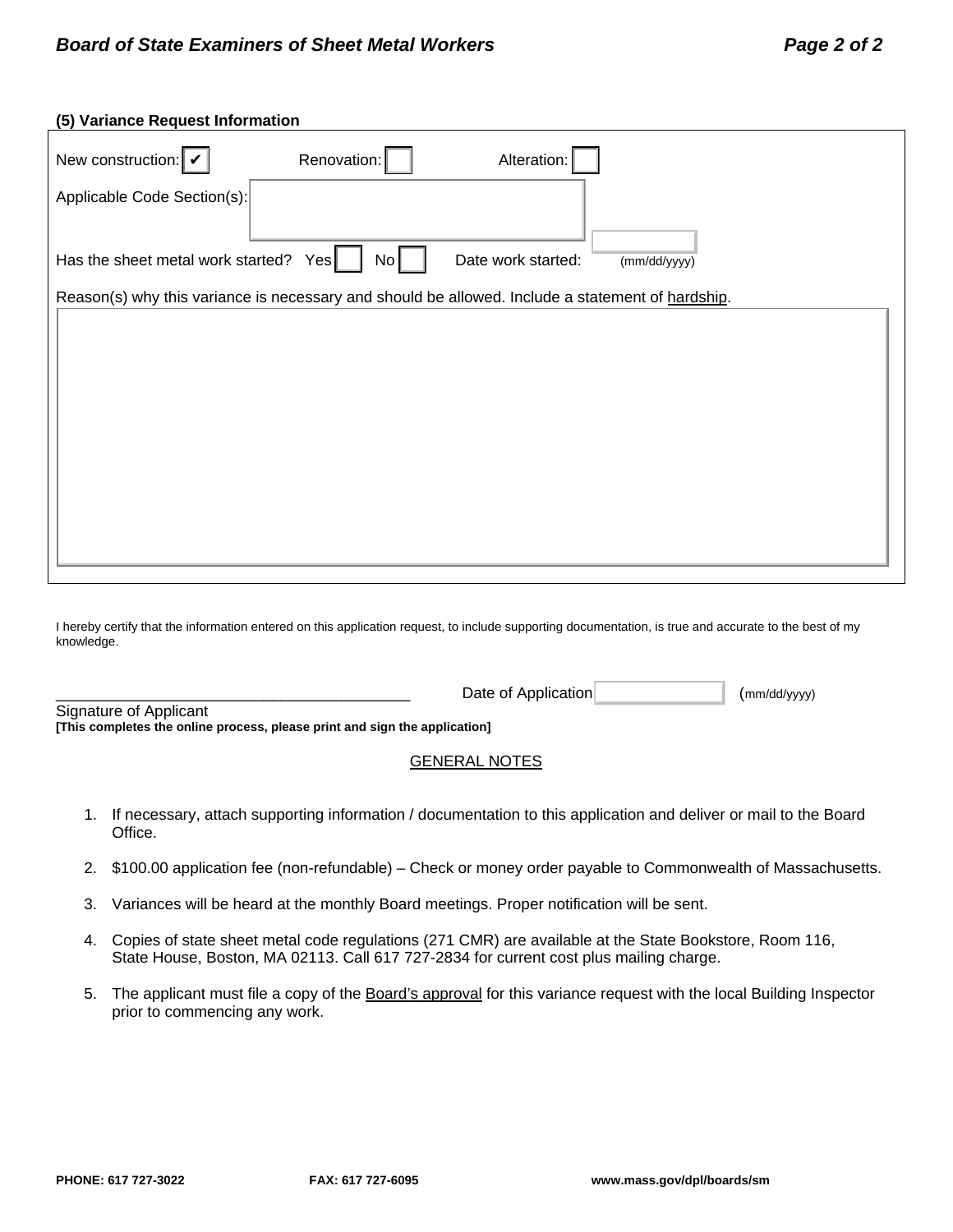### (5) Variance Request Information

New construction: ☑ Renovation: ☐ Alteration: ☐

Applicable Code Section(s):

Has the sheet metal work started? Yes ☐ No ☐ Date work started: (mm/dd/yyyy)

Reason(s) why this variance is necessary and should be allowed. Include a statement of hardship.

I hereby certify that the information entered on this application request, to include supporting documentation, is true and accurate to the best of my knowledge.

\_\_\_\_\_\_\_\_\_\_\_\_\_\_\_\_\_\_\_\_\_\_\_\_\_\_\_\_\_\_\_\_\_\_\_\_\_\_\_\_ Date of Application (mm/dd/yyyy)

Signature of Applicant

**[This completes the online process, please print and sign the application]**

## GENERAL NOTES

1. If necessary, attach supporting information / documentation to this application and deliver or mail to the Board Office.
2. $100.00 application fee (non-refundable) – Check or money order payable to Commonwealth of Massachusetts.
3. Variances will be heard at the monthly Board meetings. Proper notification will be sent.
4. Copies of state sheet metal code regulations (271 CMR) are available at the State Bookstore, Room 116, State House, Boston, MA 02113. Call 617 727-2834 for current cost plus mailing charge.
5. The applicant must file a copy of the Board's approval for this variance request with the local Building Inspector prior to commencing any work.

**PHONE: 617 727-3022** **FAX: 617 727-6095** **www.mass.gov/dpl/boards/sm**